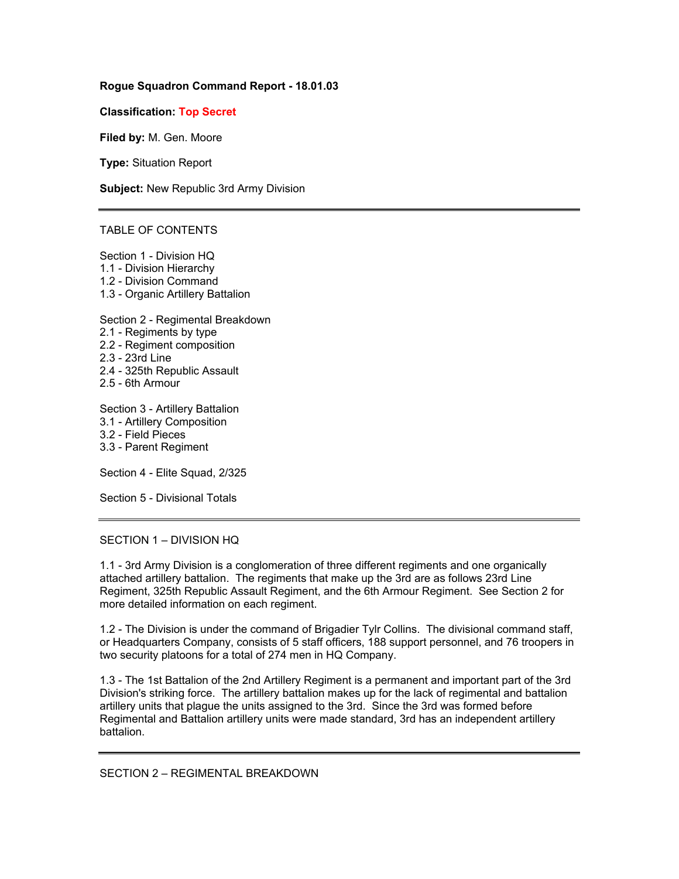**Rogue Squadron Command Report - 18.01.03**

**Classification:** Top Secret

**Filed by:** M. Gen. Moore

**Type:** Situation Report

**Subject:** New Republic 3rd Army Division

---

TABLE OF CONTENTS

Section 1 - Division HQ
1.1 - Division Hierarchy
1.2 - Division Command
1.3 - Organic Artillery Battalion

Section 2 - Regimental Breakdown
2.1 - Regiments by type
2.2 - Regiment composition
2.3 - 23rd Line
2.4 - 325th Republic Assault
2.5 - 6th Armour

Section 3 - Artillery Battalion
3.1 - Artillery Composition
3.2 - Field Pieces
3.3 - Parent Regiment

Section 4 - Elite Squad, 2/325

Section 5 - Divisional Totals

---

## SECTION 1 – DIVISION HQ

1.1 - 3rd Army Division is a conglomeration of three different regiments and one organically attached artillery battalion. The regiments that make up the 3rd are as follows 23rd Line Regiment, 325th Republic Assault Regiment, and the 6th Armour Regiment. See Section 2 for more detailed information on each regiment.

1.2 - The Division is under the command of Brigadier Tylr Collins. The divisional command staff, or Headquarters Company, consists of 5 staff officers, 188 support personnel, and 76 troopers in two security platoons for a total of 274 men in HQ Company.

1.3 - The 1st Battalion of the 2nd Artillery Regiment is a permanent and important part of the 3rd Division's striking force. The artillery battalion makes up for the lack of regimental and battalion artillery units that plague the units assigned to the 3rd. Since the 3rd was formed before Regimental and Battalion artillery units were made standard, 3rd has an independent artillery battalion.

---

## SECTION 2 – REGIMENTAL BREAKDOWN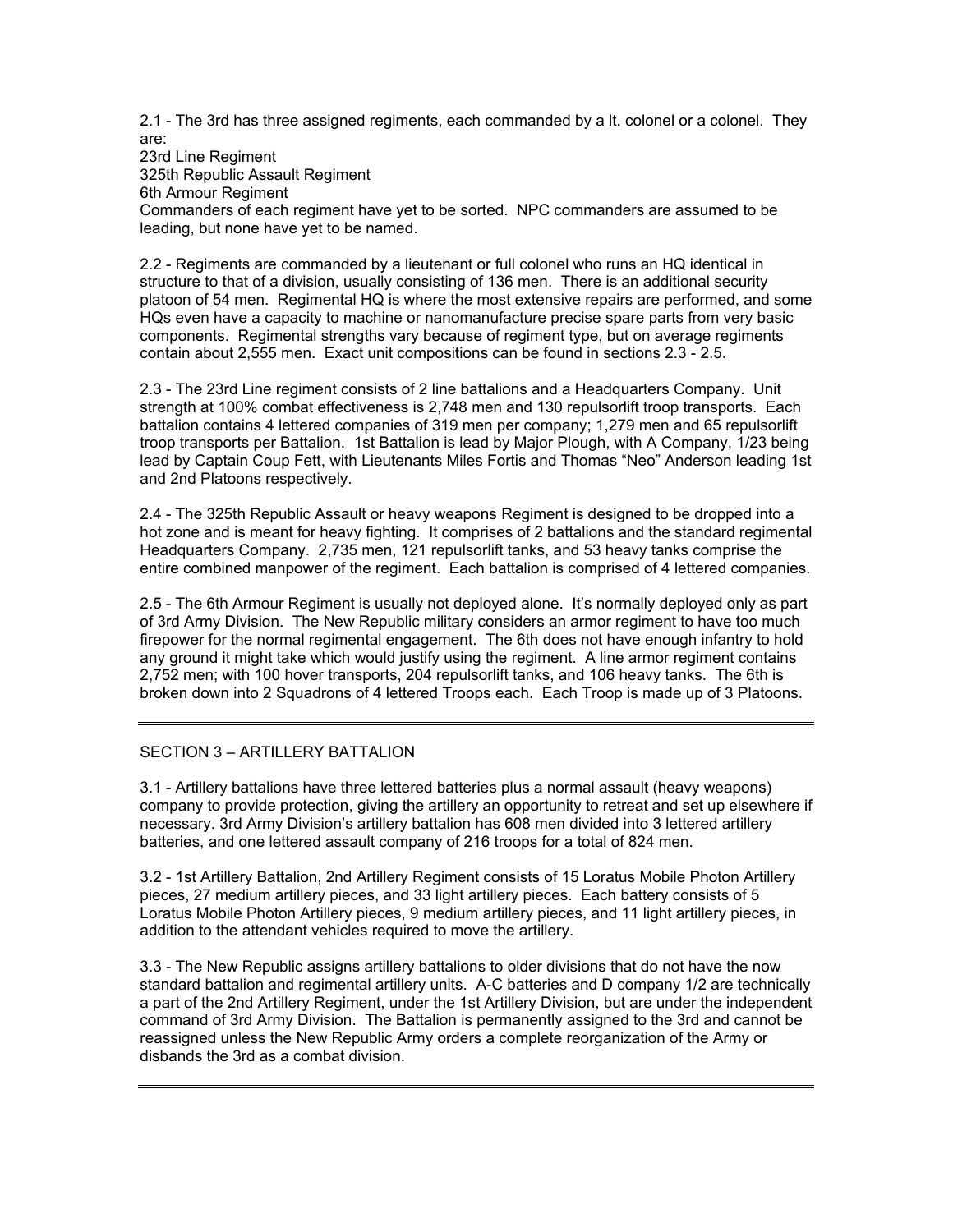2.1 - The 3rd has three assigned regiments, each commanded by a lt. colonel or a colonel. They are:
23rd Line Regiment
325th Republic Assault Regiment
6th Armour Regiment
Commanders of each regiment have yet to be sorted. NPC commanders are assumed to be leading, but none have yet to be named.

2.2 - Regiments are commanded by a lieutenant or full colonel who runs an HQ identical in structure to that of a division, usually consisting of 136 men. There is an additional security platoon of 54 men. Regimental HQ is where the most extensive repairs are performed, and some HQs even have a capacity to machine or nanomanufacture precise spare parts from very basic components. Regimental strengths vary because of regiment type, but on average regiments contain about 2,555 men. Exact unit compositions can be found in sections 2.3 - 2.5.

2.3 - The 23rd Line regiment consists of 2 line battalions and a Headquarters Company. Unit strength at 100% combat effectiveness is 2,748 men and 130 repulsorlift troop transports. Each battalion contains 4 lettered companies of 319 men per company; 1,279 men and 65 repulsorlift troop transports per Battalion. 1st Battalion is lead by Major Plough, with A Company, 1/23 being lead by Captain Coup Fett, with Lieutenants Miles Fortis and Thomas "Neo" Anderson leading 1st and 2nd Platoons respectively.

2.4 - The 325th Republic Assault or heavy weapons Regiment is designed to be dropped into a hot zone and is meant for heavy fighting. It comprises of 2 battalions and the standard regimental Headquarters Company. 2,735 men, 121 repulsorlift tanks, and 53 heavy tanks comprise the entire combined manpower of the regiment. Each battalion is comprised of 4 lettered companies.

2.5 - The 6th Armour Regiment is usually not deployed alone. It's normally deployed only as part of 3rd Army Division. The New Republic military considers an armor regiment to have too much firepower for the normal regimental engagement. The 6th does not have enough infantry to hold any ground it might take which would justify using the regiment. A line armor regiment contains 2,752 men; with 100 hover transports, 204 repulsorlift tanks, and 106 heavy tanks. The 6th is broken down into 2 Squadrons of 4 lettered Troops each. Each Troop is made up of 3 Platoons.

---

## SECTION 3 – ARTILLERY BATTALION

3.1 - Artillery battalions have three lettered batteries plus a normal assault (heavy weapons) company to provide protection, giving the artillery an opportunity to retreat and set up elsewhere if necessary. 3rd Army Division's artillery battalion has 608 men divided into 3 lettered artillery batteries, and one lettered assault company of 216 troops for a total of 824 men.

3.2 - 1st Artillery Battalion, 2nd Artillery Regiment consists of 15 Loratus Mobile Photon Artillery pieces, 27 medium artillery pieces, and 33 light artillery pieces. Each battery consists of 5 Loratus Mobile Photon Artillery pieces, 9 medium artillery pieces, and 11 light artillery pieces, in addition to the attendant vehicles required to move the artillery.

3.3 - The New Republic assigns artillery battalions to older divisions that do not have the now standard battalion and regimental artillery units. A-C batteries and D company 1/2 are technically a part of the 2nd Artillery Regiment, under the 1st Artillery Division, but are under the independent command of 3rd Army Division. The Battalion is permanently assigned to the 3rd and cannot be reassigned unless the New Republic Army orders a complete reorganization of the Army or disbands the 3rd as a combat division.

---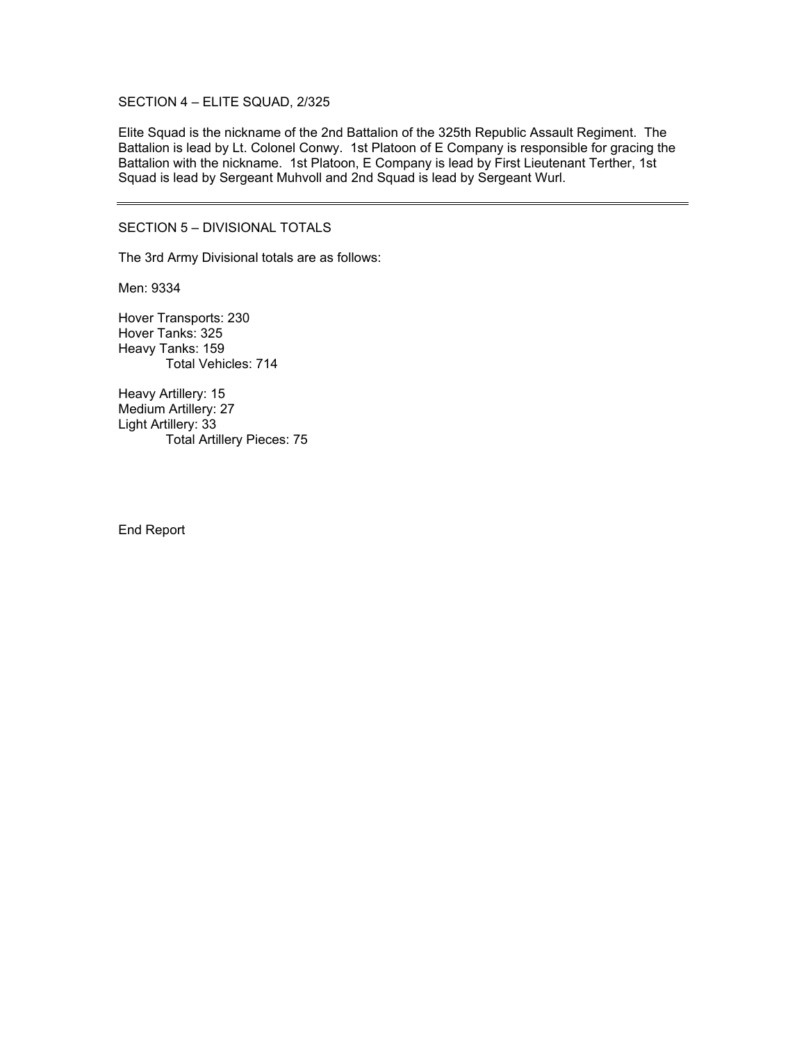## SECTION 4 – ELITE SQUAD, 2/325

Elite Squad is the nickname of the 2nd Battalion of the 325th Republic Assault Regiment. The Battalion is lead by Lt. Colonel Conwy. 1st Platoon of E Company is responsible for gracing the Battalion with the nickname. 1st Platoon, E Company is lead by First Lieutenant Terther, 1st Squad is lead by Sergeant Muhvoll and 2nd Squad is lead by Sergeant Wurl.

---

## SECTION 5 – DIVISIONAL TOTALS

The 3rd Army Divisional totals are as follows:

Men: 9334

Hover Transports: 230
Hover Tanks: 325
Heavy Tanks: 159
    Total Vehicles: 714

Heavy Artillery: 15
Medium Artillery: 27
Light Artillery: 33
    Total Artillery Pieces: 75

End Report